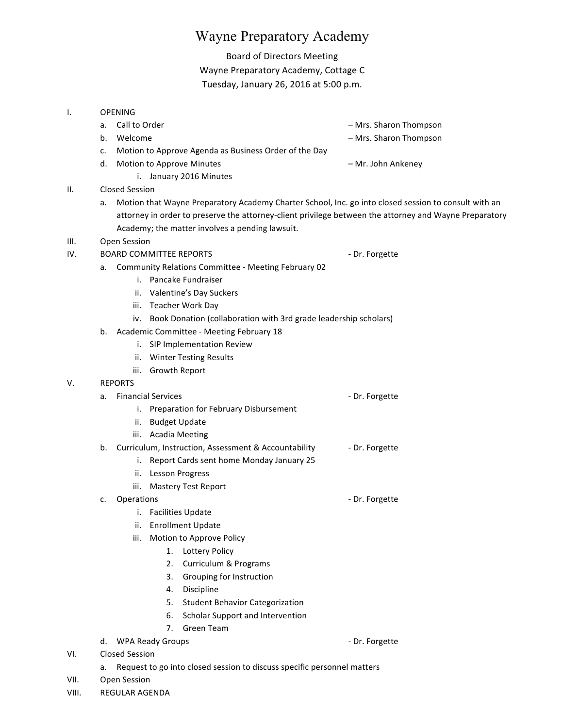# Wayne Preparatory Academy

Board of Directors Meeting
Wayne Preparatory Academy, Cottage C
Tuesday, January 26, 2016 at 5:00 p.m.

I. OPENING
   a. Call to Order – Mrs. Sharon Thompson
   b. Welcome – Mrs. Sharon Thompson
   c. Motion to Approve Agenda as Business Order of the Day
   d. Motion to Approve Minutes – Mr. John Ankeney
      i. January 2016 Minutes

II. Closed Session
   a. Motion that Wayne Preparatory Academy Charter School, Inc. go into closed session to consult with an attorney in order to preserve the attorney-client privilege between the attorney and Wayne Preparatory Academy; the matter involves a pending lawsuit.

III. Open Session

IV. BOARD COMMITTEE REPORTS - Dr. Forgette
   a. Community Relations Committee - Meeting February 02
      i. Pancake Fundraiser
      ii. Valentine's Day Suckers
      iii. Teacher Work Day
      iv. Book Donation (collaboration with 3rd grade leadership scholars)
   b. Academic Committee - Meeting February 18
      i. SIP Implementation Review
      ii. Winter Testing Results
      iii. Growth Report

V. REPORTS
   a. Financial Services - Dr. Forgette
      i. Preparation for February Disbursement
      ii. Budget Update
      iii. Acadia Meeting
   b. Curriculum, Instruction, Assessment & Accountability - Dr. Forgette
      i. Report Cards sent home Monday January 25
      ii. Lesson Progress
      iii. Mastery Test Report
   c. Operations - Dr. Forgette
      i. Facilities Update
      ii. Enrollment Update
      iii. Motion to Approve Policy
         1. Lottery Policy
         2. Curriculum & Programs
         3. Grouping for Instruction
         4. Discipline
         5. Student Behavior Categorization
         6. Scholar Support and Intervention
         7. Green Team
   d. WPA Ready Groups - Dr. Forgette

VI. Closed Session
   a. Request to go into closed session to discuss specific personnel matters

VII. Open Session

VIII. REGULAR AGENDA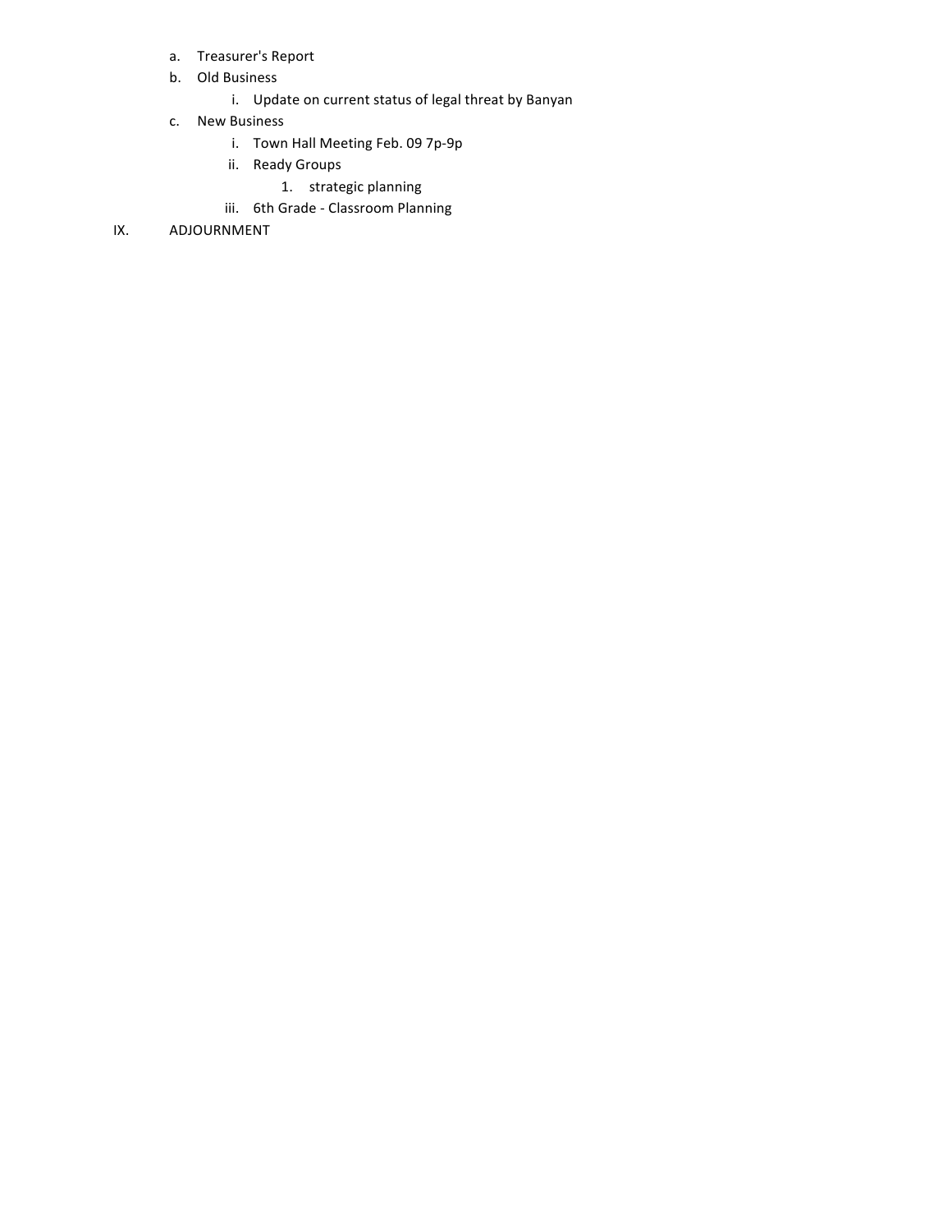a. Treasurer's Report
b. Old Business
    i. Update on current status of legal threat by Banyan
c. New Business
    i. Town Hall Meeting Feb. 09 7p-9p
    ii. Ready Groups
        1. strategic planning
    iii. 6th Grade - Classroom Planning

IX. ADJOURNMENT